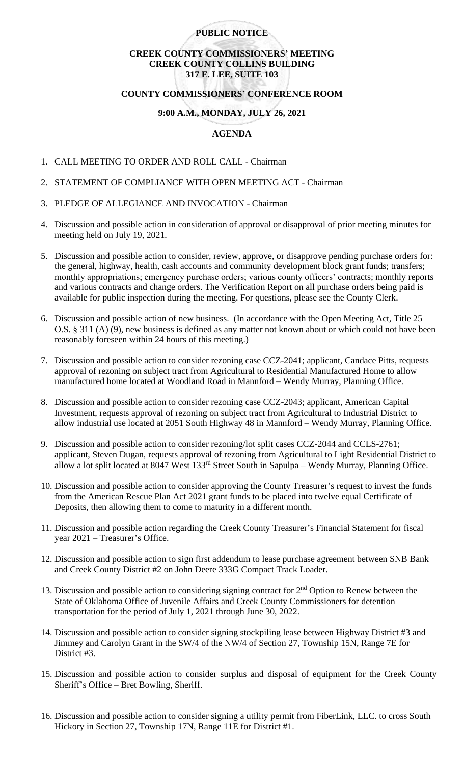**PUBLIC NOTICE**

**CREEK COUNTY COMMISSIONERS' MEETING**
**CREEK COUNTY COLLINS BUILDING**
**317 E. LEE, SUITE 103**

**COUNTY COMMISSIONERS' CONFERENCE ROOM**

**9:00 A.M., MONDAY, JULY 26, 2021**

**AGENDA**

1. CALL MEETING TO ORDER AND ROLL CALL - Chairman

2. STATEMENT OF COMPLIANCE WITH OPEN MEETING ACT - Chairman

3. PLEDGE OF ALLEGIANCE AND INVOCATION - Chairman

4. Discussion and possible action in consideration of approval or disapproval of prior meeting minutes for meeting held on July 19, 2021.

5. Discussion and possible action to consider, review, approve, or disapprove pending purchase orders for: the general, highway, health, cash accounts and community development block grant funds; transfers; monthly appropriations; emergency purchase orders; various county officers' contracts; monthly reports and various contracts and change orders. The Verification Report on all purchase orders being paid is available for public inspection during the meeting. For questions, please see the County Clerk.

6. Discussion and possible action of new business. (In accordance with the Open Meeting Act, Title 25 O.S. § 311 (A) (9), new business is defined as any matter not known about or which could not have been reasonably foreseen within 24 hours of this meeting.)

7. Discussion and possible action to consider rezoning case CCZ-2041; applicant, Candace Pitts, requests approval of rezoning on subject tract from Agricultural to Residential Manufactured Home to allow manufactured home located at Woodland Road in Mannford – Wendy Murray, Planning Office.

8. Discussion and possible action to consider rezoning case CCZ-2043; applicant, American Capital Investment, requests approval of rezoning on subject tract from Agricultural to Industrial District to allow industrial use located at 2051 South Highway 48 in Mannford – Wendy Murray, Planning Office.

9. Discussion and possible action to consider rezoning/lot split cases CCZ-2044 and CCLS-2761; applicant, Steven Dugan, requests approval of rezoning from Agricultural to Light Residential District to allow a lot split located at 8047 West 133rd Street South in Sapulpa – Wendy Murray, Planning Office.

10. Discussion and possible action to consider approving the County Treasurer's request to invest the funds from the American Rescue Plan Act 2021 grant funds to be placed into twelve equal Certificate of Deposits, then allowing them to come to maturity in a different month.

11. Discussion and possible action regarding the Creek County Treasurer's Financial Statement for fiscal year 2021 – Treasurer's Office.

12. Discussion and possible action to sign first addendum to lease purchase agreement between SNB Bank and Creek County District #2 on John Deere 333G Compact Track Loader.

13. Discussion and possible action to considering signing contract for 2nd Option to Renew between the State of Oklahoma Office of Juvenile Affairs and Creek County Commissioners for detention transportation for the period of July 1, 2021 through June 30, 2022.

14. Discussion and possible action to consider signing stockpiling lease between Highway District #3 and Jimmey and Carolyn Grant in the SW/4 of the NW/4 of Section 27, Township 15N, Range 7E for District #3.

15. Discussion and possible action to consider surplus and disposal of equipment for the Creek County Sheriff's Office – Bret Bowling, Sheriff.

16. Discussion and possible action to consider signing a utility permit from FiberLink, LLC. to cross South Hickory in Section 27, Township 17N, Range 11E for District #1.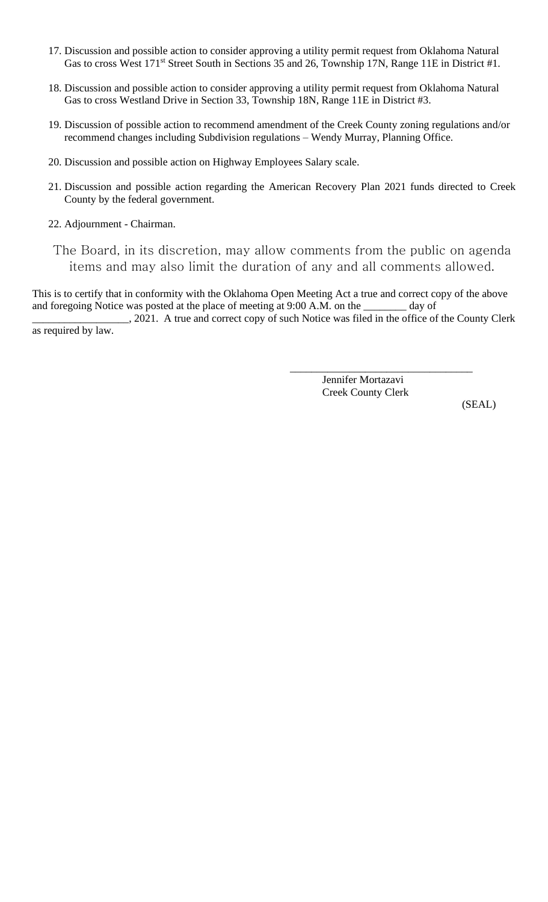17. Discussion and possible action to consider approving a utility permit request from Oklahoma Natural Gas to cross West 171st Street South in Sections 35 and 26, Township 17N, Range 11E in District #1.

18. Discussion and possible action to consider approving a utility permit request from Oklahoma Natural Gas to cross Westland Drive in Section 33, Township 18N, Range 11E in District #3.

19. Discussion of possible action to recommend amendment of the Creek County zoning regulations and/or recommend changes including Subdivision regulations – Wendy Murray, Planning Office.

20. Discussion and possible action on Highway Employees Salary scale.

21. Discussion and possible action regarding the American Recovery Plan 2021 funds directed to Creek County by the federal government.

22. Adjournment - Chairman.

The Board, in its discretion, may allow comments from the public on agenda items and may also limit the duration of any and all comments allowed.

This is to certify that in conformity with the Oklahoma Open Meeting Act a true and correct copy of the above and foregoing Notice was posted at the place of meeting at 9:00 A.M. on the ________ day of __________________, 2021. A true and correct copy of such Notice was filed in the office of the County Clerk as required by law.

__________________________________
Jennifer Mortazavi
Creek County Clerk

(SEAL)